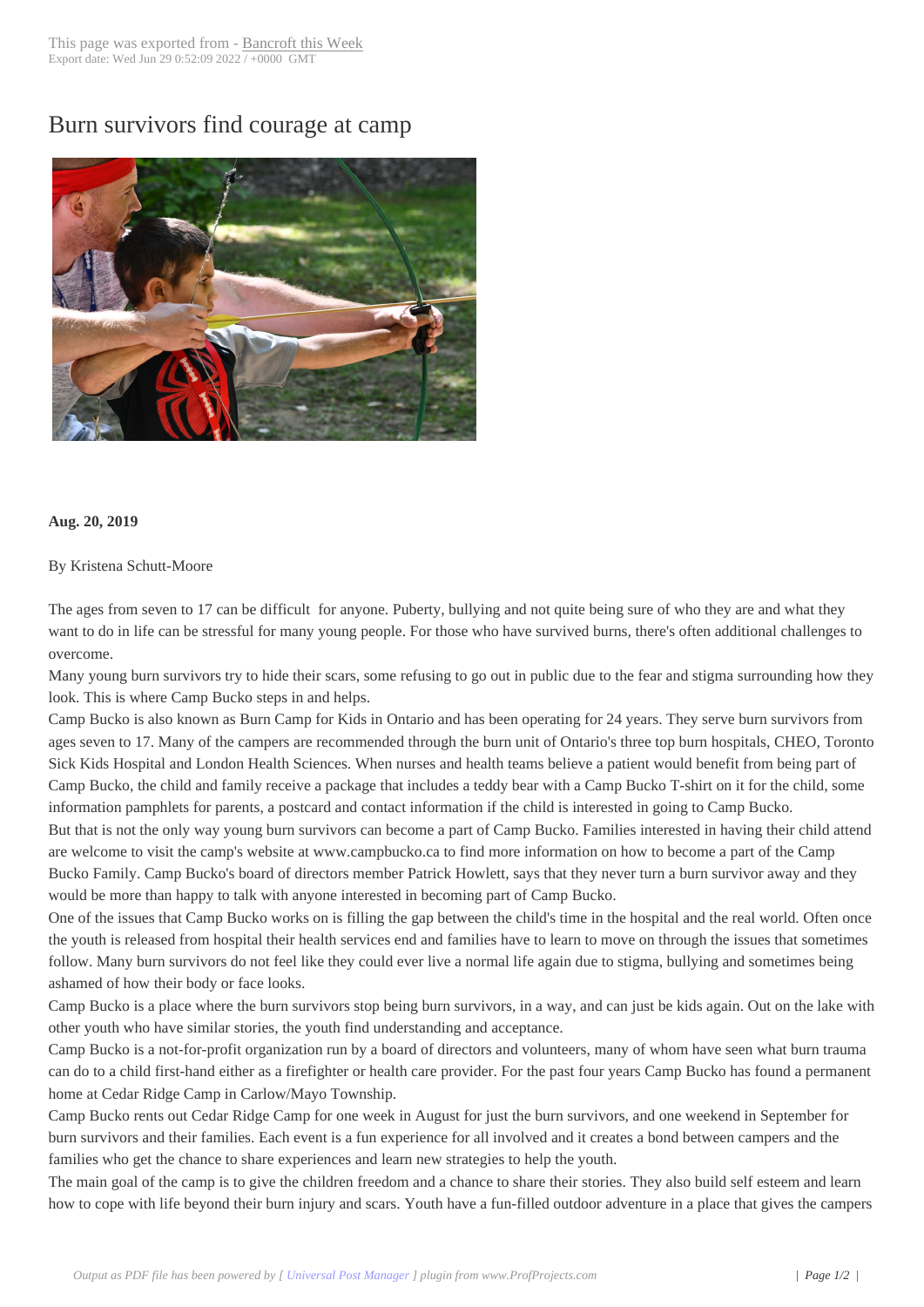# Burn survivors find courage at camp

**Aug. 20, 2019**

By Kristena Schutt-Moore

The ages from seven to 17 can be difficult for anyone. Puberty, bullying and not quite being sure of who they are and what they want to do in life can be stressful for many young people. For those who have survived burns, there's often additional challenges to overcome.

Many young burn survivors try to hide their scars, some refusing to go out in public due to the fear and stigma surrounding how they look. This is where Camp Bucko steps in and helps.

Camp Bucko is also known as Burn Camp for Kids in Ontario and has been operating for 24 years. They serve burn survivors from ages seven to 17. Many of the campers are recommended through the burn unit of Ontario's three top burn hospitals, CHEO, Toronto Sick Kids Hospital and London Health Sciences. When nurses and health teams believe a patient would benefit from being part of Camp Bucko, the child and family receive a package that includes a teddy bear with a Camp Bucko T-shirt on it for the child, some information pamphlets for parents, a postcard and contact information if the child is interested in going to Camp Bucko.

But that is not the only way young burn survivors can become a part of Camp Bucko. Families interested in having their child attend are welcome to visit the camp's website at www.campbucko.ca to find more information on how to become a part of the Camp Bucko Family. Camp Bucko's board of directors member Patrick Howlett, says that they never turn a burn survivor away and they would be more than happy to talk with anyone interested in becoming part of Camp Bucko.

One of the issues that Camp Bucko works on is filling the gap between the child's time in the hospital and the real world. Often once the youth is released from hospital their health services end and families have to learn to move on through the issues that sometimes follow. Many burn survivors do not feel like they could ever live a normal life again due to stigma, bullying and sometimes being ashamed of how their body or face looks.

Camp Bucko is a place where the burn survivors stop being burn survivors, in a way, and can just be kids again. Out on the lake with other youth who have similar stories, the youth find understanding and acceptance.

Camp Bucko is a not-for-profit organization run by a board of directors and volunteers, many of whom have seen what burn trauma can do to a child first-hand either as a firefighter or health care provider. For the past four years Camp Bucko has found a permanent home at Cedar Ridge Camp in Carlow/Mayo Township.

Camp Bucko rents out Cedar Ridge Camp for one week in August for just the burn survivors, and one weekend in September for burn survivors and their families. Each event is a fun experience for all involved and it creates a bond between campers and the families who get the chance to share experiences and learn new strategies to help the youth.

The main goal of the camp is to give the children freedom and a chance to share their stories. They also build self esteem and learn how to cope with life beyond their burn injury and scars. Youth have a fun-filled outdoor adventure in a place that gives the campers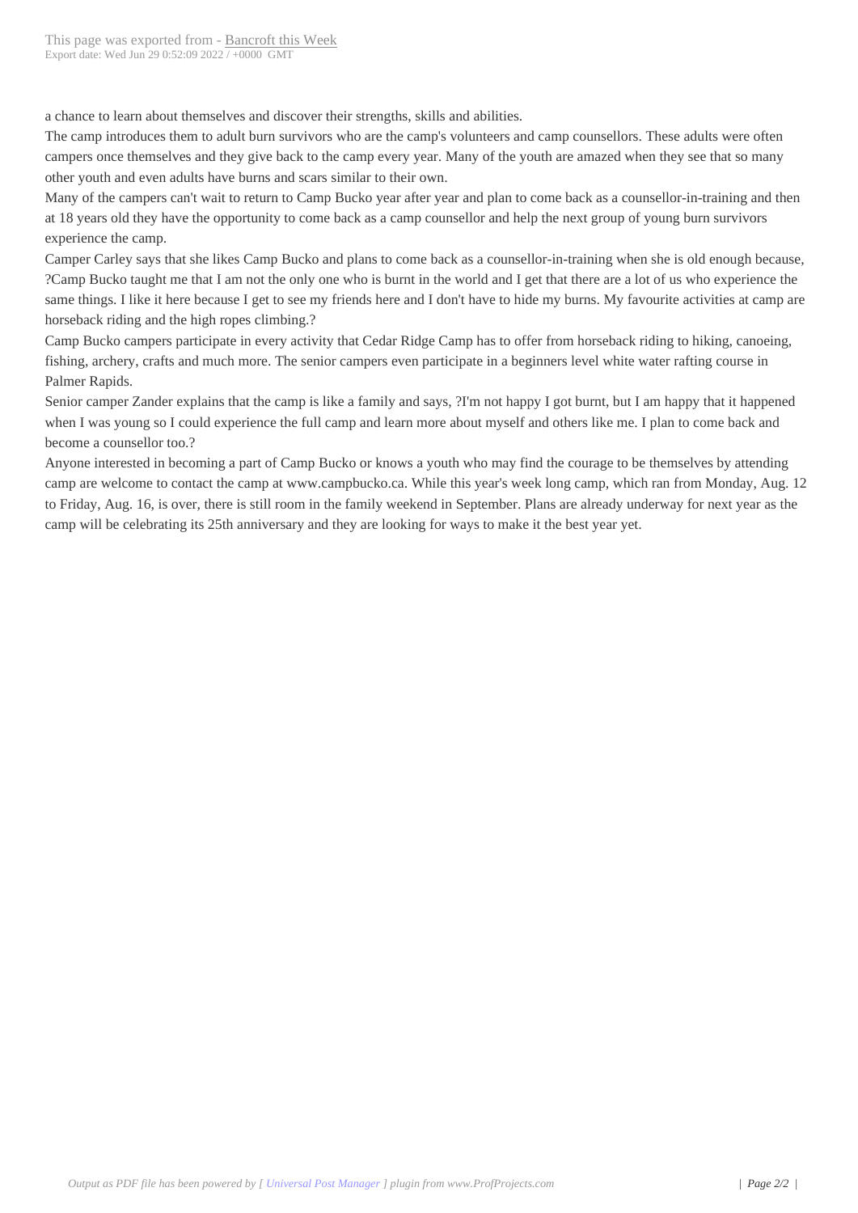a chance to learn about themselves and discover their strengths, skills and abilities.

The camp introduces them to adult burn survivors who are the camp's volunteers and camp counsellors. These adults were often campers once themselves and they give back to the camp every year. Many of the youth are amazed when they see that so many other youth and even adults have burns and scars similar to their own.

Many of the campers can't wait to return to Camp Bucko year after year and plan to come back as a counsellor-in-training and then at 18 years old they have the opportunity to come back as a camp counsellor and help the next group of young burn survivors experience the camp.

Camper Carley says that she likes Camp Bucko and plans to come back as a counsellor-in-training when she is old enough because, ?Camp Bucko taught me that I am not the only one who is burnt in the world and I get that there are a lot of us who experience the same things. I like it here because I get to see my friends here and I don't have to hide my burns. My favourite activities at camp are horseback riding and the high ropes climbing.?

Camp Bucko campers participate in every activity that Cedar Ridge Camp has to offer from horseback riding to hiking, canoeing, fishing, archery, crafts and much more. The senior campers even participate in a beginners level white water rafting course in Palmer Rapids.

Senior camper Zander explains that the camp is like a family and says, ?I'm not happy I got burnt, but I am happy that it happened when I was young so I could experience the full camp and learn more about myself and others like me. I plan to come back and become a counsellor too.?

Anyone interested in becoming a part of Camp Bucko or knows a youth who may find the courage to be themselves by attending camp are welcome to contact the camp at www.campbucko.ca. While this year's week long camp, which ran from Monday, Aug. 12 to Friday, Aug. 16, is over, there is still room in the family weekend in September. Plans are already underway for next year as the camp will be celebrating its 25th anniversary and they are looking for ways to make it the best year yet.